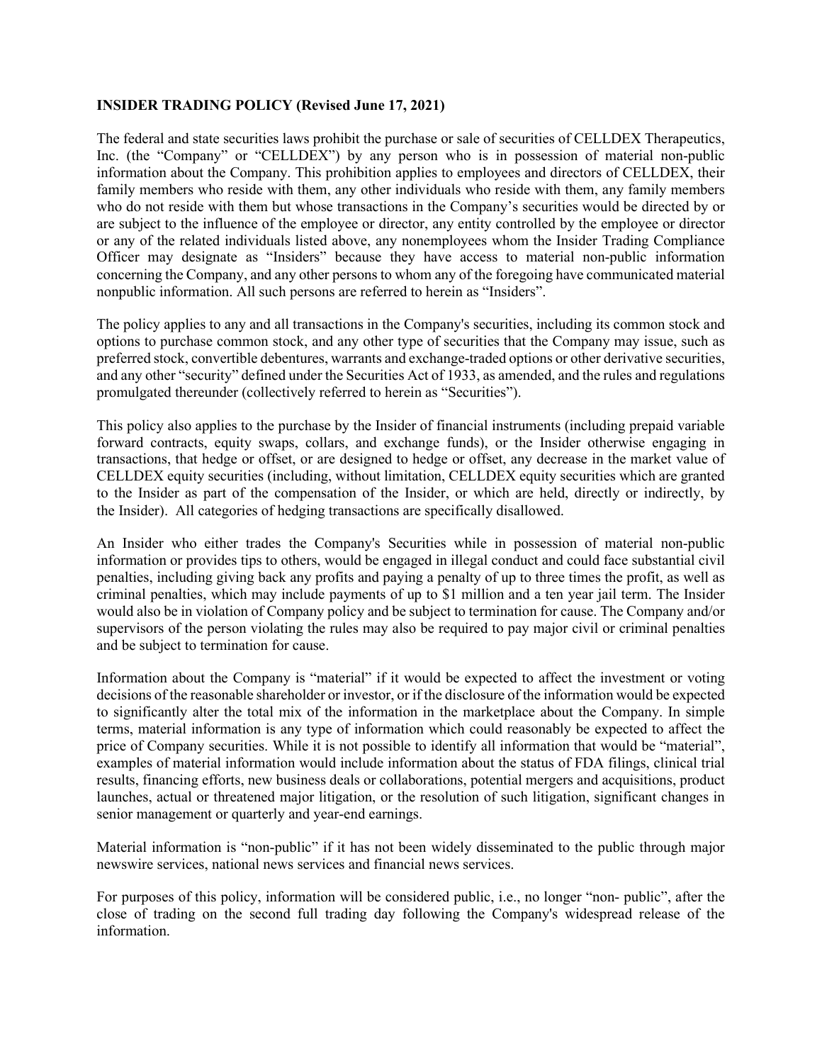**INSIDER TRADING POLICY (Revised June 17, 2021)**

The federal and state securities laws prohibit the purchase or sale of securities of CELLDEX Therapeutics, Inc. (the "Company" or "CELLDEX") by any person who is in possession of material non-public information about the Company. This prohibition applies to employees and directors of CELLDEX, their family members who reside with them, any other individuals who reside with them, any family members who do not reside with them but whose transactions in the Company's securities would be directed by or are subject to the influence of the employee or director, any entity controlled by the employee or director or any of the related individuals listed above, any nonemployees whom the Insider Trading Compliance Officer may designate as "Insiders" because they have access to material non-public information concerning the Company, and any other persons to whom any of the foregoing have communicated material nonpublic information. All such persons are referred to herein as "Insiders".

The policy applies to any and all transactions in the Company's securities, including its common stock and options to purchase common stock, and any other type of securities that the Company may issue, such as preferred stock, convertible debentures, warrants and exchange-traded options or other derivative securities, and any other "security" defined under the Securities Act of 1933, as amended, and the rules and regulations promulgated thereunder (collectively referred to herein as "Securities").

This policy also applies to the purchase by the Insider of financial instruments (including prepaid variable forward contracts, equity swaps, collars, and exchange funds), or the Insider otherwise engaging in transactions, that hedge or offset, or are designed to hedge or offset, any decrease in the market value of CELLDEX equity securities (including, without limitation, CELLDEX equity securities which are granted to the Insider as part of the compensation of the Insider, or which are held, directly or indirectly, by the Insider). All categories of hedging transactions are specifically disallowed.

An Insider who either trades the Company's Securities while in possession of material non-public information or provides tips to others, would be engaged in illegal conduct and could face substantial civil penalties, including giving back any profits and paying a penalty of up to three times the profit, as well as criminal penalties, which may include payments of up to $1 million and a ten year jail term. The Insider would also be in violation of Company policy and be subject to termination for cause. The Company and/or supervisors of the person violating the rules may also be required to pay major civil or criminal penalties and be subject to termination for cause.

Information about the Company is "material" if it would be expected to affect the investment or voting decisions of the reasonable shareholder or investor, or if the disclosure of the information would be expected to significantly alter the total mix of the information in the marketplace about the Company. In simple terms, material information is any type of information which could reasonably be expected to affect the price of Company securities. While it is not possible to identify all information that would be "material", examples of material information would include information about the status of FDA filings, clinical trial results, financing efforts, new business deals or collaborations, potential mergers and acquisitions, product launches, actual or threatened major litigation, or the resolution of such litigation, significant changes in senior management or quarterly and year-end earnings.

Material information is "non-public" if it has not been widely disseminated to the public through major newswire services, national news services and financial news services.

For purposes of this policy, information will be considered public, i.e., no longer "non- public", after the close of trading on the second full trading day following the Company's widespread release of the information.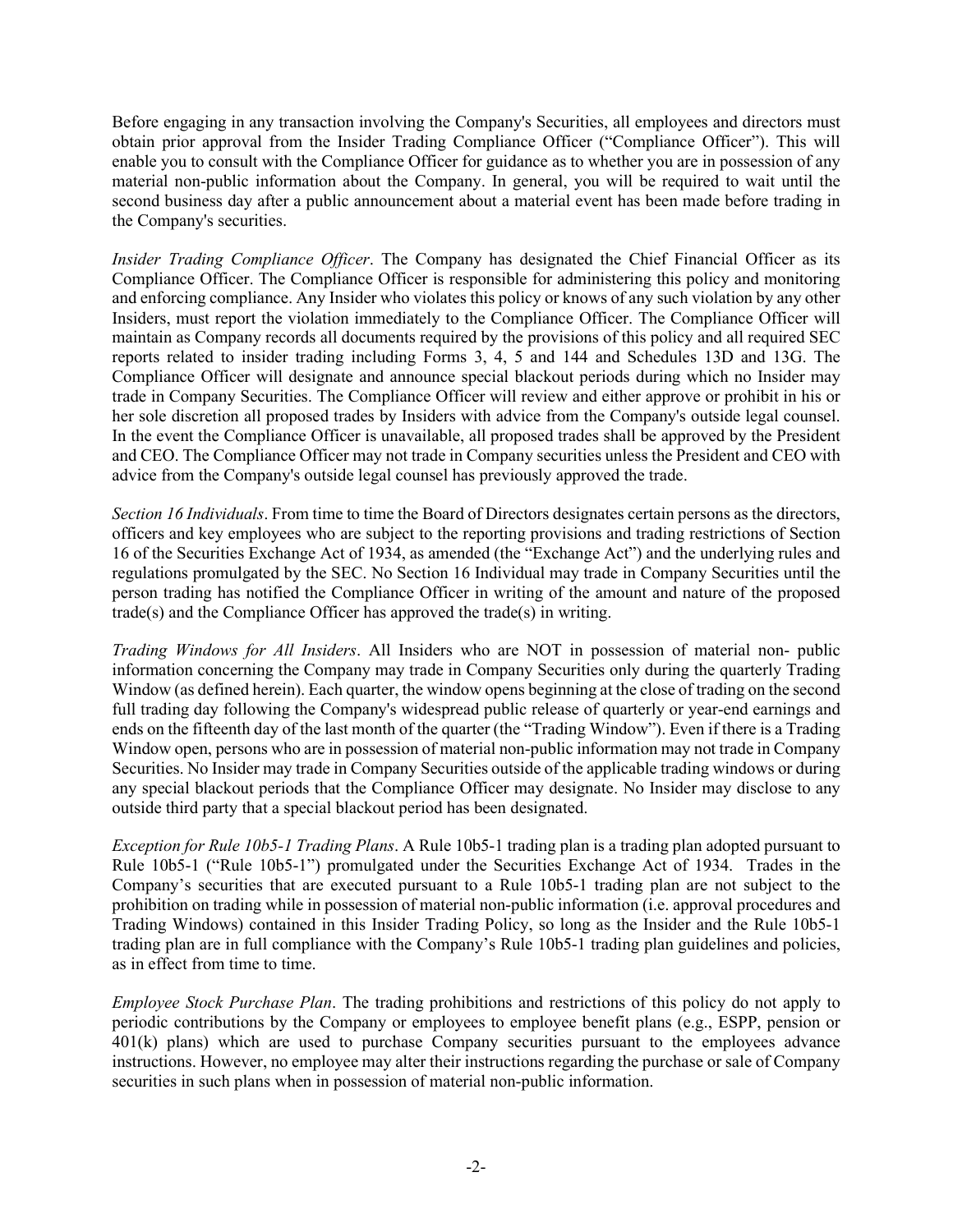Before engaging in any transaction involving the Company's Securities, all employees and directors must obtain prior approval from the Insider Trading Compliance Officer ("Compliance Officer"). This will enable you to consult with the Compliance Officer for guidance as to whether you are in possession of any material non-public information about the Company. In general, you will be required to wait until the second business day after a public announcement about a material event has been made before trading in the Company's securities.

*Insider Trading Compliance Officer*. The Company has designated the Chief Financial Officer as its Compliance Officer. The Compliance Officer is responsible for administering this policy and monitoring and enforcing compliance. Any Insider who violates this policy or knows of any such violation by any other Insiders, must report the violation immediately to the Compliance Officer. The Compliance Officer will maintain as Company records all documents required by the provisions of this policy and all required SEC reports related to insider trading including Forms 3, 4, 5 and 144 and Schedules 13D and 13G. The Compliance Officer will designate and announce special blackout periods during which no Insider may trade in Company Securities. The Compliance Officer will review and either approve or prohibit in his or her sole discretion all proposed trades by Insiders with advice from the Company's outside legal counsel. In the event the Compliance Officer is unavailable, all proposed trades shall be approved by the President and CEO. The Compliance Officer may not trade in Company securities unless the President and CEO with advice from the Company's outside legal counsel has previously approved the trade.

*Section 16 Individuals*. From time to time the Board of Directors designates certain persons as the directors, officers and key employees who are subject to the reporting provisions and trading restrictions of Section 16 of the Securities Exchange Act of 1934, as amended (the "Exchange Act") and the underlying rules and regulations promulgated by the SEC. No Section 16 Individual may trade in Company Securities until the person trading has notified the Compliance Officer in writing of the amount and nature of the proposed trade(s) and the Compliance Officer has approved the trade(s) in writing.

*Trading Windows for All Insiders*. All Insiders who are NOT in possession of material non- public information concerning the Company may trade in Company Securities only during the quarterly Trading Window (as defined herein). Each quarter, the window opens beginning at the close of trading on the second full trading day following the Company's widespread public release of quarterly or year-end earnings and ends on the fifteenth day of the last month of the quarter (the "Trading Window"). Even if there is a Trading Window open, persons who are in possession of material non-public information may not trade in Company Securities. No Insider may trade in Company Securities outside of the applicable trading windows or during any special blackout periods that the Compliance Officer may designate. No Insider may disclose to any outside third party that a special blackout period has been designated.

*Exception for Rule 10b5-1 Trading Plans*. A Rule 10b5-1 trading plan is a trading plan adopted pursuant to Rule 10b5-1 ("Rule 10b5-1") promulgated under the Securities Exchange Act of 1934. Trades in the Company's securities that are executed pursuant to a Rule 10b5-1 trading plan are not subject to the prohibition on trading while in possession of material non-public information (i.e. approval procedures and Trading Windows) contained in this Insider Trading Policy, so long as the Insider and the Rule 10b5-1 trading plan are in full compliance with the Company's Rule 10b5-1 trading plan guidelines and policies, as in effect from time to time.

*Employee Stock Purchase Plan*. The trading prohibitions and restrictions of this policy do not apply to periodic contributions by the Company or employees to employee benefit plans (e.g., ESPP, pension or 401(k) plans) which are used to purchase Company securities pursuant to the employees advance instructions. However, no employee may alter their instructions regarding the purchase or sale of Company securities in such plans when in possession of material non-public information.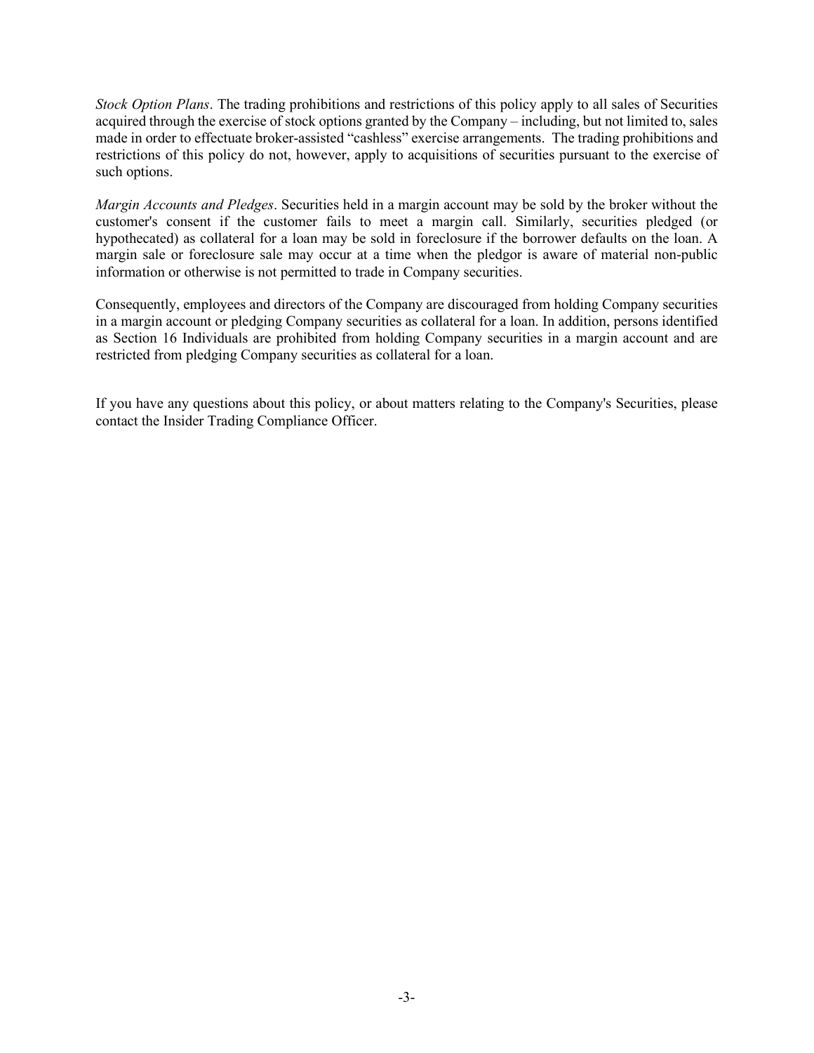*Stock Option Plans*. The trading prohibitions and restrictions of this policy apply to all sales of Securities acquired through the exercise of stock options granted by the Company – including, but not limited to, sales made in order to effectuate broker-assisted "cashless" exercise arrangements. The trading prohibitions and restrictions of this policy do not, however, apply to acquisitions of securities pursuant to the exercise of such options.

*Margin Accounts and Pledges*. Securities held in a margin account may be sold by the broker without the customer's consent if the customer fails to meet a margin call. Similarly, securities pledged (or hypothecated) as collateral for a loan may be sold in foreclosure if the borrower defaults on the loan. A margin sale or foreclosure sale may occur at a time when the pledgor is aware of material non-public information or otherwise is not permitted to trade in Company securities.

Consequently, employees and directors of the Company are discouraged from holding Company securities in a margin account or pledging Company securities as collateral for a loan. In addition, persons identified as Section 16 Individuals are prohibited from holding Company securities in a margin account and are restricted from pledging Company securities as collateral for a loan.

If you have any questions about this policy, or about matters relating to the Company's Securities, please contact the Insider Trading Compliance Officer.